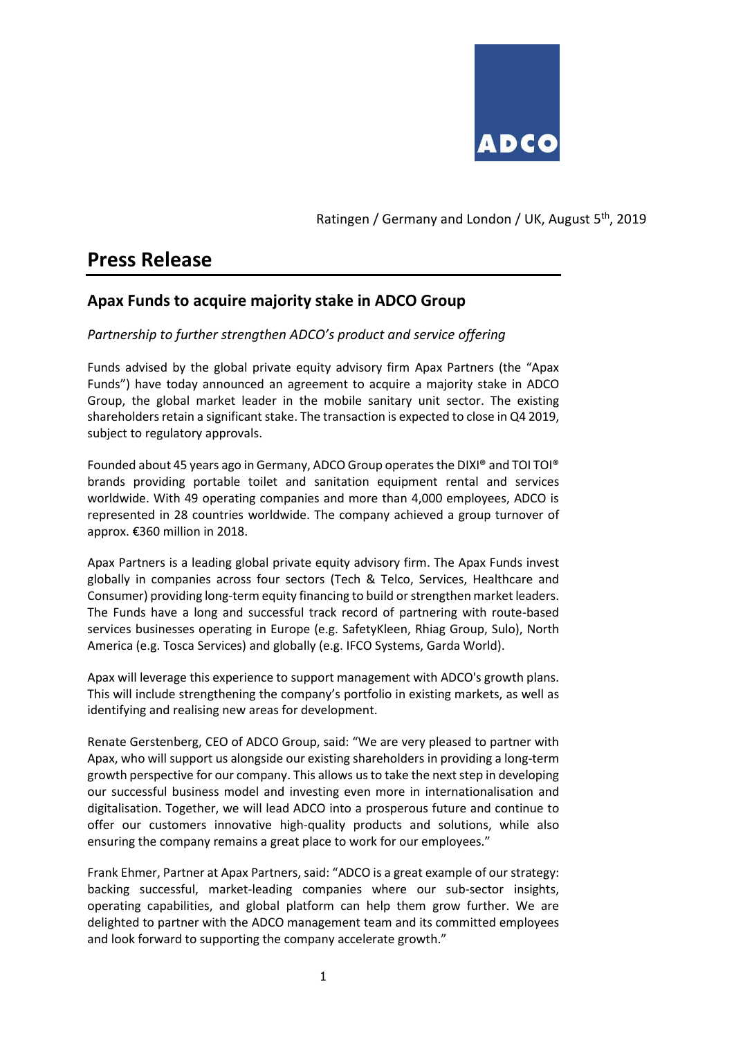Ratingen / Germany and London / UK, August 5th, 2019

# Press Release

## Apax Funds to acquire majority stake in ADCO Group

*Partnership to further strengthen ADCO's product and service offering*

Funds advised by the global private equity advisory firm Apax Partners (the "Apax Funds") have today announced an agreement to acquire a majority stake in ADCO Group, the global market leader in the mobile sanitary unit sector. The existing shareholders retain a significant stake. The transaction is expected to close in Q4 2019, subject to regulatory approvals.

Founded about 45 years ago in Germany, ADCO Group operates the DIXI® and TOI TOI® brands providing portable toilet and sanitation equipment rental and services worldwide. With 49 operating companies and more than 4,000 employees, ADCO is represented in 28 countries worldwide. The company achieved a group turnover of approx. €360 million in 2018.

Apax Partners is a leading global private equity advisory firm. The Apax Funds invest globally in companies across four sectors (Tech & Telco, Services, Healthcare and Consumer) providing long-term equity financing to build or strengthen market leaders. The Funds have a long and successful track record of partnering with route-based services businesses operating in Europe (e.g. SafetyKleen, Rhiag Group, Sulo), North America (e.g. Tosca Services) and globally (e.g. IFCO Systems, Garda World).

Apax will leverage this experience to support management with ADCO's growth plans. This will include strengthening the company's portfolio in existing markets, as well as identifying and realising new areas for development.

Renate Gerstenberg, CEO of ADCO Group, said: "We are very pleased to partner with Apax, who will support us alongside our existing shareholders in providing a long-term growth perspective for our company. This allows us to take the next step in developing our successful business model and investing even more in internationalisation and digitalisation. Together, we will lead ADCO into a prosperous future and continue to offer our customers innovative high-quality products and solutions, while also ensuring the company remains a great place to work for our employees."

Frank Ehmer, Partner at Apax Partners, said: "ADCO is a great example of our strategy: backing successful, market-leading companies where our sub-sector insights, operating capabilities, and global platform can help them grow further. We are delighted to partner with the ADCO management team and its committed employees and look forward to supporting the company accelerate growth."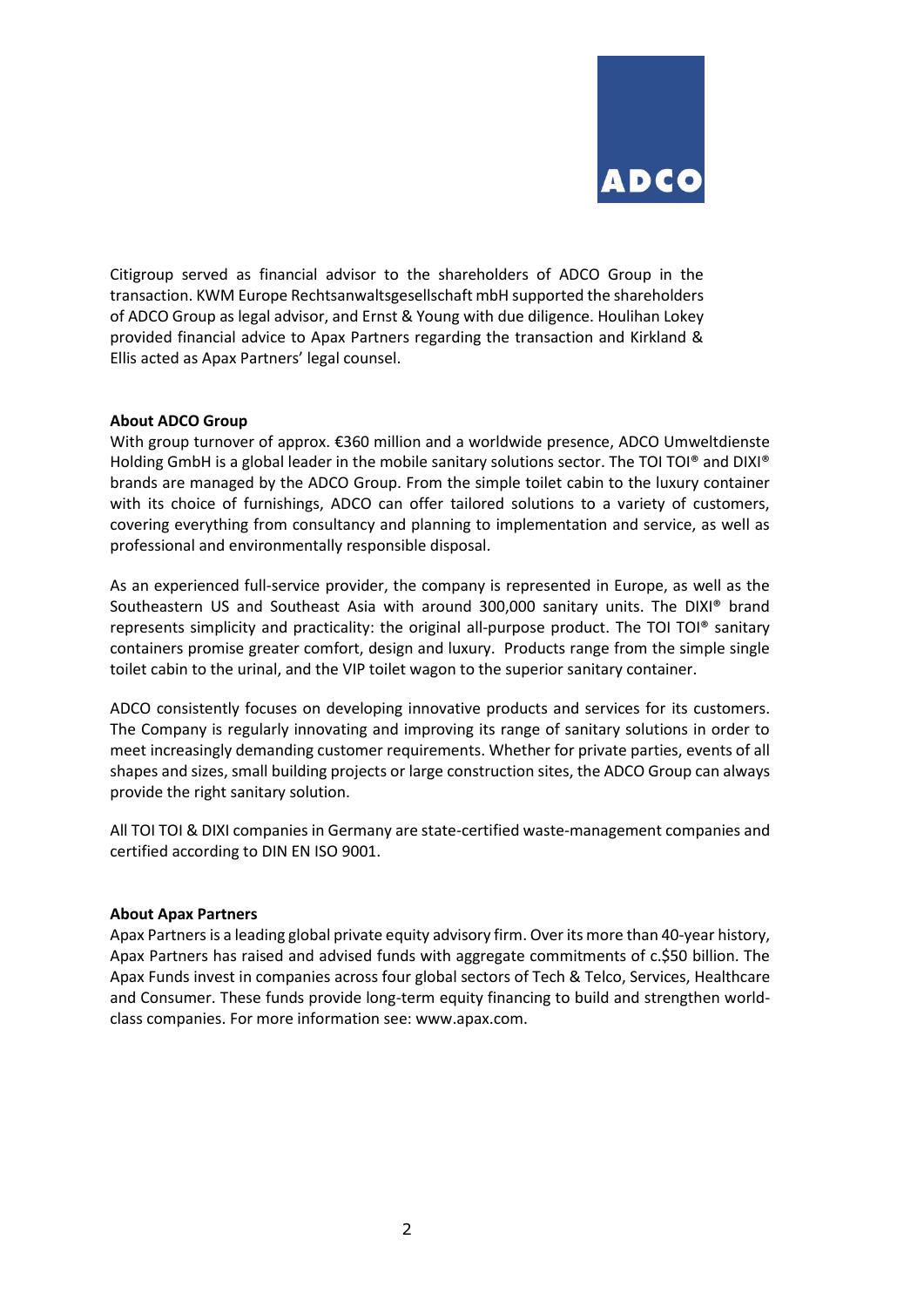Citigroup served as financial advisor to the shareholders of ADCO Group in the transaction. KWM Europe Rechtsanwaltsgesellschaft mbH supported the shareholders of ADCO Group as legal advisor, and Ernst & Young with due diligence. Houlihan Lokey provided financial advice to Apax Partners regarding the transaction and Kirkland & Ellis acted as Apax Partners' legal counsel.

**About ADCO Group**

With group turnover of approx. €360 million and a worldwide presence, ADCO Umweltdienste Holding GmbH is a global leader in the mobile sanitary solutions sector. The TOI TOI® and DIXI® brands are managed by the ADCO Group. From the simple toilet cabin to the luxury container with its choice of furnishings, ADCO can offer tailored solutions to a variety of customers, covering everything from consultancy and planning to implementation and service, as well as professional and environmentally responsible disposal.

As an experienced full-service provider, the company is represented in Europe, as well as the Southeastern US and Southeast Asia with around 300,000 sanitary units. The DIXI® brand represents simplicity and practicality: the original all-purpose product. The TOI TOI® sanitary containers promise greater comfort, design and luxury. Products range from the simple single toilet cabin to the urinal, and the VIP toilet wagon to the superior sanitary container.

ADCO consistently focuses on developing innovative products and services for its customers. The Company is regularly innovating and improving its range of sanitary solutions in order to meet increasingly demanding customer requirements. Whether for private parties, events of all shapes and sizes, small building projects or large construction sites, the ADCO Group can always provide the right sanitary solution.

All TOI TOI & DIXI companies in Germany are state-certified waste-management companies and certified according to DIN EN ISO 9001.

**About Apax Partners**

Apax Partners is a leading global private equity advisory firm. Over its more than 40-year history, Apax Partners has raised and advised funds with aggregate commitments of c.$50 billion. The Apax Funds invest in companies across four global sectors of Tech & Telco, Services, Healthcare and Consumer. These funds provide long-term equity financing to build and strengthen world-class companies. For more information see: www.apax.com.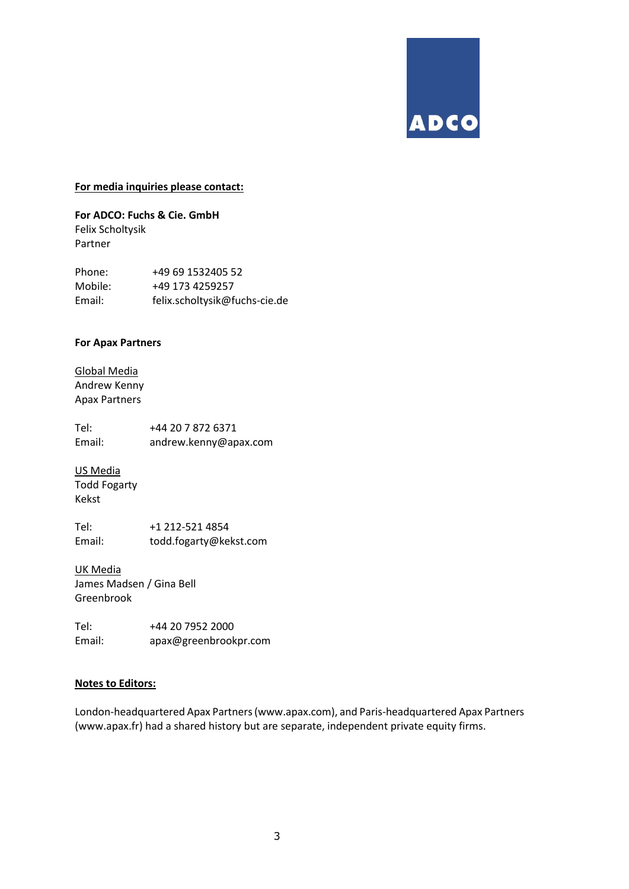**For media inquiries please contact:**

**For ADCO: Fuchs & Cie. GmbH**
Felix Scholtysik
Partner

| | |
|---|---|
| Phone: | +49 69 1532405 52 |
| Mobile: | +49 173 4259257 |
| Email: | felix.scholtysik@fuchs-cie.de |

**For Apax Partners**

Global Media
Andrew Kenny
Apax Partners

| | |
|---|---|
| Tel: | +44 20 7 872 6371 |
| Email: | andrew.kenny@apax.com |

US Media
Todd Fogarty
Kekst

| | |
|---|---|
| Tel: | +1 212-521 4854 |
| Email: | todd.fogarty@kekst.com |

UK Media
James Madsen / Gina Bell
Greenbrook

| | |
|---|---|
| Tel: | +44 20 7952 2000 |
| Email: | apax@greenbrookpr.com |

**Notes to Editors:**

London-headquartered Apax Partners (www.apax.com), and Paris-headquartered Apax Partners (www.apax.fr) had a shared history but are separate, independent private equity firms.